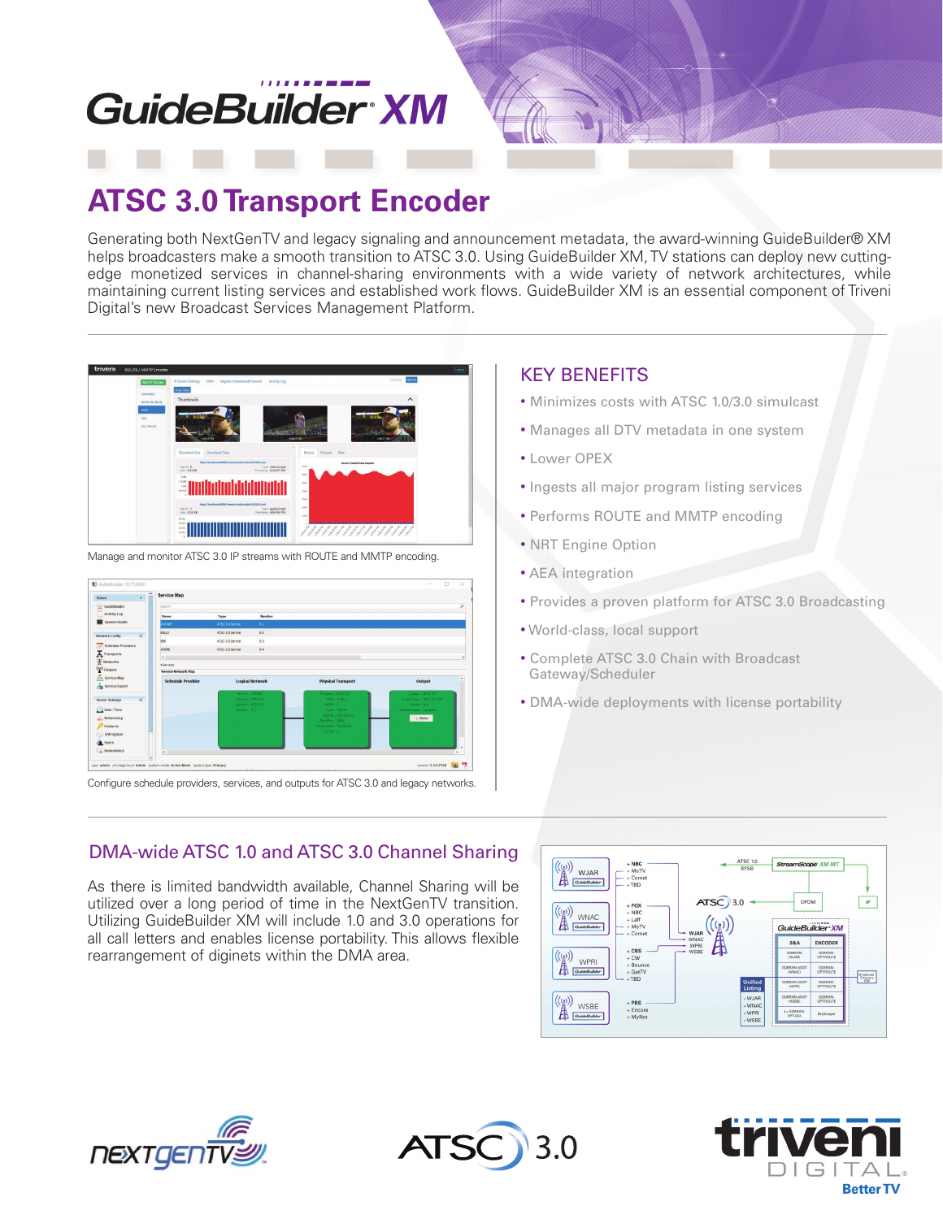# GuideBuilder® XM

## ATSC 3.0 Transport Encoder

Generating both NextGenTV and legacy signaling and announcement metadata, the award-winning GuideBuilder® XM helps broadcasters make a smooth transition to ATSC 3.0. Using GuideBuilder XM, TV stations can deploy new cutting-edge monetized services in channel-sharing environments with a wide variety of network architectures, while maintaining current listing services and established work flows. GuideBuilder XM is an essential component of Triveni Digital's new Broadcast Services Management Platform.

Manage and monitor ATSC 3.0 IP streams with ROUTE and MMTP encoding.

Configure schedule providers, services, and outputs for ATSC 3.0 and legacy networks.

### KEY BENEFITS

- Minimizes costs with ATSC 1.0/3.0 simulcast
- Manages all DTV metadata in one system
- Lower OPEX
- Ingests all major program listing services
- Performs ROUTE and MMTP encoding
- NRT Engine Option
- AEA integration
- Provides a proven platform for ATSC 3.0 Broadcasting
- World-class, local support
- Complete ATSC 3.0 Chain with Broadcast Gateway/Scheduler
- DMA-wide deployments with license portability

### DMA-wide ATSC 1.0 and ATSC 3.0 Channel Sharing

As there is limited bandwidth available, Channel Sharing will be utilized over a long period of time in the NextGenTV transition. Utilizing GuideBuilder XM will include 1.0 and 3.0 operations for all call letters and enables license portability. This allows flexible rearrangement of diginets within the DMA area.

NEXTGEN TV | ATSC 3.0 | triveni DIGITAL Better TV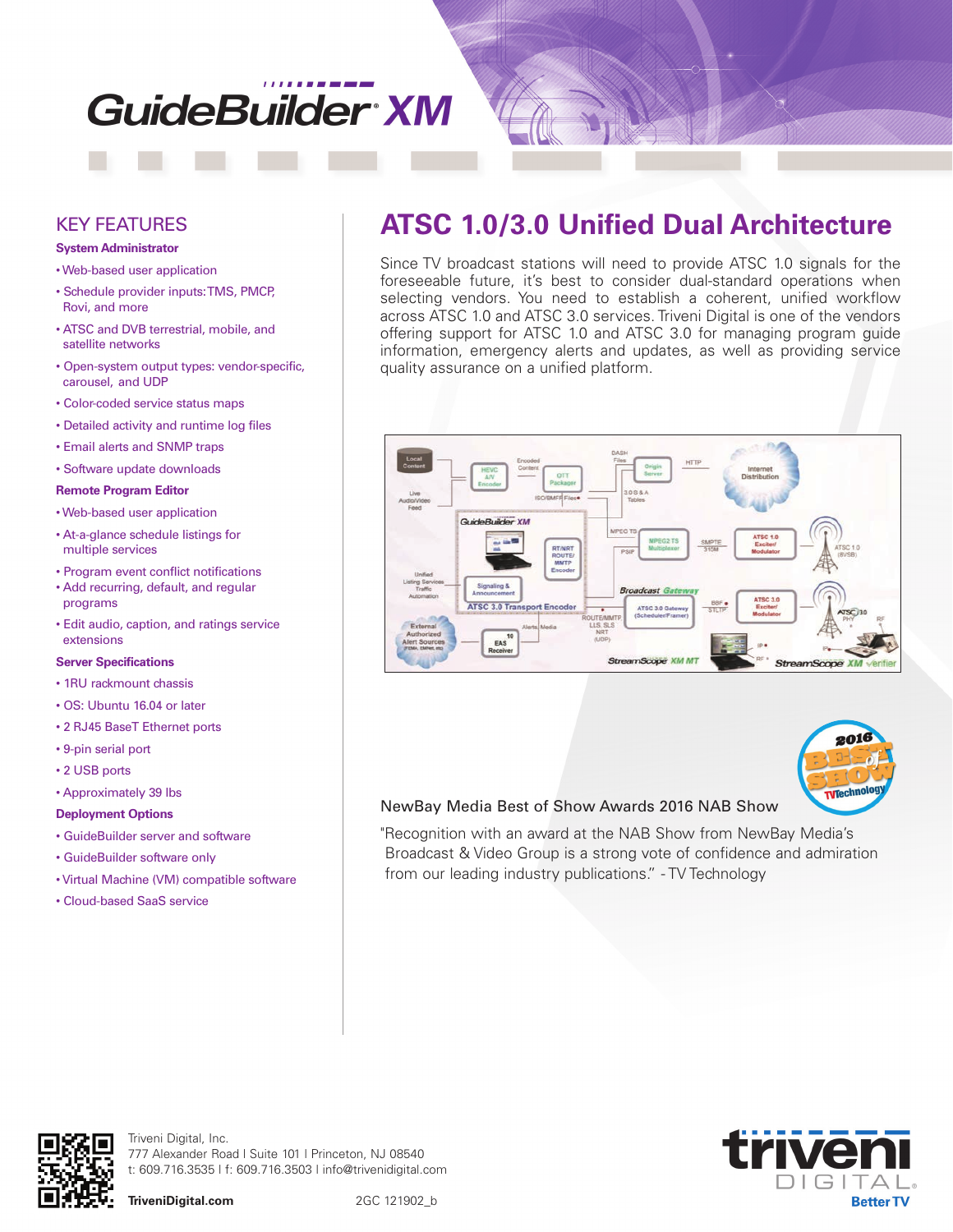# GuideBuilder® XM

## KEY FEATURES

**System Administrator**

- Web-based user application
- Schedule provider inputs: TMS, PMCP, Rovi, and more
- ATSC and DVB terrestrial, mobile, and satellite networks
- Open-system output types: vendor-specific, carousel, and UDP
- Color-coded service status maps
- Detailed activity and runtime log files
- Email alerts and SNMP traps
- Software update downloads

**Remote Program Editor**

- Web-based user application
- At-a-glance schedule listings for multiple services
- Program event conflict notifications
- Add recurring, default, and regular programs
- Edit audio, caption, and ratings service extensions

**Server Specifications**

- 1RU rackmount chassis
- OS: Ubuntu 16.04 or later
- 2 RJ45 BaseT Ethernet ports
- 9-pin serial port
- 2 USB ports
- Approximately 39 lbs

**Deployment Options**

- GuideBuilder server and software
- GuideBuilder software only
- Virtual Machine (VM) compatible software
- Cloud-based SaaS service

## ATSC 1.0/3.0 Unified Dual Architecture

Since TV broadcast stations will need to provide ATSC 1.0 signals for the foreseeable future, it's best to consider dual-standard operations when selecting vendors. You need to establish a coherent, unified workflow across ATSC 1.0 and ATSC 3.0 services. Triveni Digital is one of the vendors offering support for ATSC 1.0 and ATSC 3.0 for managing program guide information, emergency alerts and updates, as well as providing service quality assurance on a unified platform.

Local Content
Live Audio/Video Feed
HEVC A/V Encoder
Encoded Content
OTT Packager
ISO/BMFF Files
DASH Files
Origin Server
HTTP
Internet Distribution
3.0 S & A Tables
GuideBuilder XM
RT/NRT ROUTE/ MMTP Encoder
MPEG TS
PSIP
MPEG2 TS Multiplexer
SMPTE 310M
ATSC 1.0 Exciter/ Modulator
ATSC 1.0 (8VSB)
Unified Listing Services Traffic Automation
Signaling & Announcement
ATSC 3.0 Transport Encoder
Broadcast Gateway
ATSC 3.0 Gateway (Scheduler/Framer)
BBF
STLTP
ATSC 3.0 Exciter/ Modulator
ATSC 3.0 PHY
RF
External Authorized Alert Sources (FEMA, EMNet, etc)
EAS Receiver
Alerts, Media
ROUTE/MMTP LLS, SLS NRT (UDP)
IP
RF
StreamScope XM MT
StreamScope XM Verifier

2016 Best of Show TVTechnology

NewBay Media Best of Show Awards 2016 NAB Show

"Recognition with an award at the NAB Show from NewBay Media's Broadcast & Video Group is a strong vote of confidence and admiration from our leading industry publications." - TV Technology

Triveni Digital, Inc.
777 Alexander Road | Suite 101 | Princeton, NJ 08540
t: 609.716.3535 | f: 609.716.3503 | info@trivenidigital.com

**TriveniDigital.com**

2GC 121902_b

triveni DIGITAL® Better TV